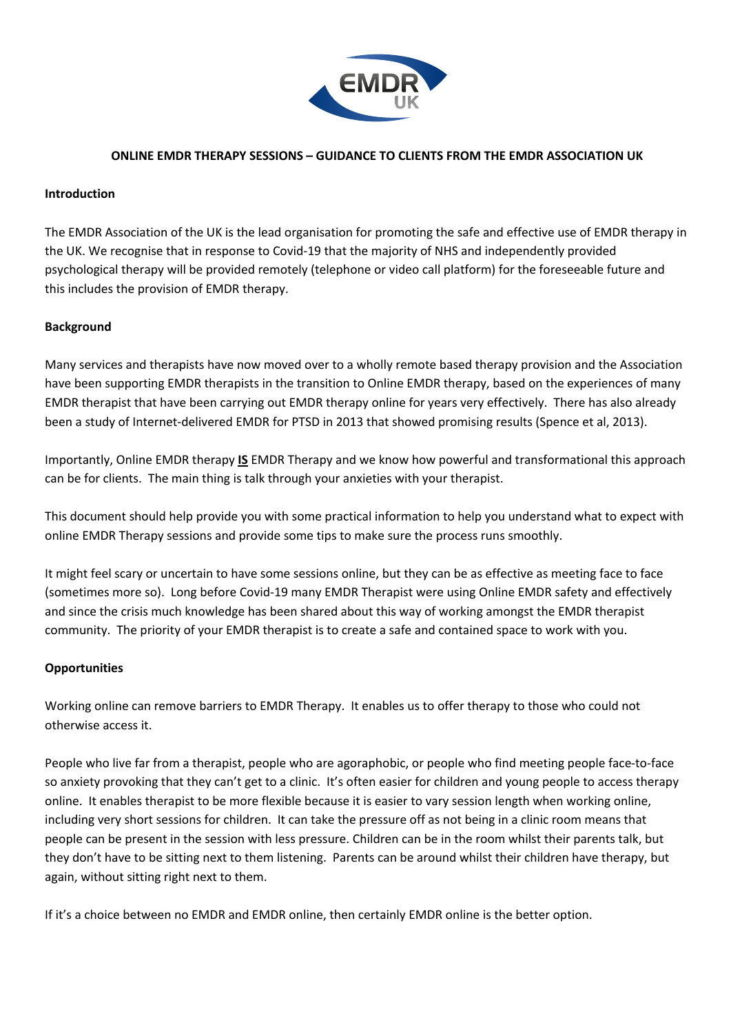# ONLINE EMDR THERAPY SESSIONS – GUIDANCE TO CLIENTS FROM THE EMDR ASSOCIATION UK

## Introduction

The EMDR Association of the UK is the lead organisation for promoting the safe and effective use of EMDR therapy in the UK. We recognise that in response to Covid-19 that the majority of NHS and independently provided psychological therapy will be provided remotely (telephone or video call platform) for the foreseeable future and this includes the provision of EMDR therapy.

## Background

Many services and therapists have now moved over to a wholly remote based therapy provision and the Association have been supporting EMDR therapists in the transition to Online EMDR therapy, based on the experiences of many EMDR therapist that have been carrying out EMDR therapy online for years very effectively. There has also already been a study of Internet-delivered EMDR for PTSD in 2013 that showed promising results (Spence et al, 2013).

Importantly, Online EMDR therapy **IS** EMDR Therapy and we know how powerful and transformational this approach can be for clients. The main thing is talk through your anxieties with your therapist.

This document should help provide you with some practical information to help you understand what to expect with online EMDR Therapy sessions and provide some tips to make sure the process runs smoothly.

It might feel scary or uncertain to have some sessions online, but they can be as effective as meeting face to face (sometimes more so). Long before Covid-19 many EMDR Therapist were using Online EMDR safety and effectively and since the crisis much knowledge has been shared about this way of working amongst the EMDR therapist community. The priority of your EMDR therapist is to create a safe and contained space to work with you.

## Opportunities

Working online can remove barriers to EMDR Therapy. It enables us to offer therapy to those who could not otherwise access it.

People who live far from a therapist, people who are agoraphobic, or people who find meeting people face-to-face so anxiety provoking that they can't get to a clinic. It's often easier for children and young people to access therapy online. It enables therapist to be more flexible because it is easier to vary session length when working online, including very short sessions for children. It can take the pressure off as not being in a clinic room means that people can be present in the session with less pressure. Children can be in the room whilst their parents talk, but they don't have to be sitting next to them listening. Parents can be around whilst their children have therapy, but again, without sitting right next to them.

If it's a choice between no EMDR and EMDR online, then certainly EMDR online is the better option.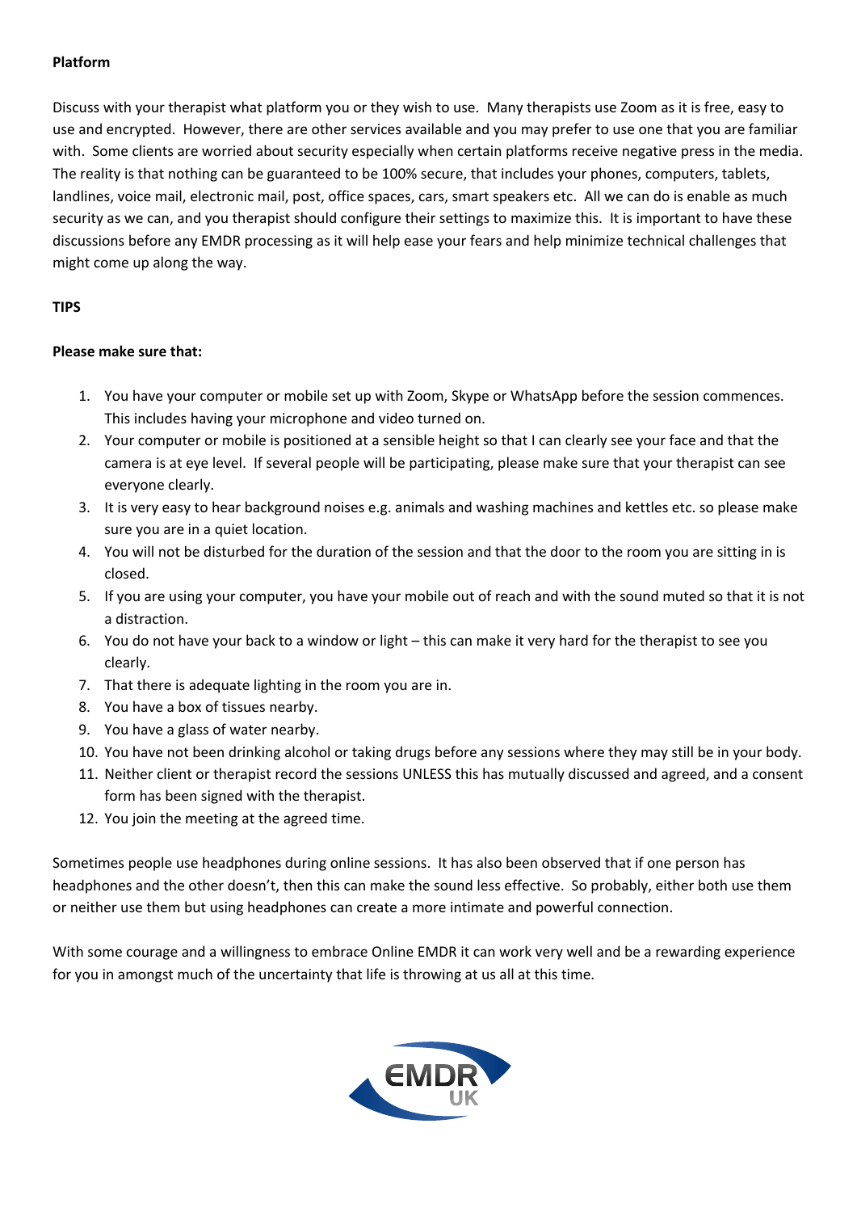**Platform**

Discuss with your therapist what platform you or they wish to use. Many therapists use Zoom as it is free, easy to use and encrypted. However, there are other services available and you may prefer to use one that you are familiar with. Some clients are worried about security especially when certain platforms receive negative press in the media. The reality is that nothing can be guaranteed to be 100% secure, that includes your phones, computers, tablets, landlines, voice mail, electronic mail, post, office spaces, cars, smart speakers etc. All we can do is enable as much security as we can, and you therapist should configure their settings to maximize this. It is important to have these discussions before any EMDR processing as it will help ease your fears and help minimize technical challenges that might come up along the way.

**TIPS**

**Please make sure that:**

1. You have your computer or mobile set up with Zoom, Skype or WhatsApp before the session commences. This includes having your microphone and video turned on.
2. Your computer or mobile is positioned at a sensible height so that I can clearly see your face and that the camera is at eye level. If several people will be participating, please make sure that your therapist can see everyone clearly.
3. It is very easy to hear background noises e.g. animals and washing machines and kettles etc. so please make sure you are in a quiet location.
4. You will not be disturbed for the duration of the session and that the door to the room you are sitting in is closed.
5. If you are using your computer, you have your mobile out of reach and with the sound muted so that it is not a distraction.
6. You do not have your back to a window or light – this can make it very hard for the therapist to see you clearly.
7. That there is adequate lighting in the room you are in.
8. You have a box of tissues nearby.
9. You have a glass of water nearby.
10. You have not been drinking alcohol or taking drugs before any sessions where they may still be in your body.
11. Neither client or therapist record the sessions UNLESS this has mutually discussed and agreed, and a consent form has been signed with the therapist.
12. You join the meeting at the agreed time.

Sometimes people use headphones during online sessions. It has also been observed that if one person has headphones and the other doesn't, then this can make the sound less effective. So probably, either both use them or neither use them but using headphones can create a more intimate and powerful connection.

With some courage and a willingness to embrace Online EMDR it can work very well and be a rewarding experience for you in amongst much of the uncertainty that life is throwing at us all at this time.

EMDR UK